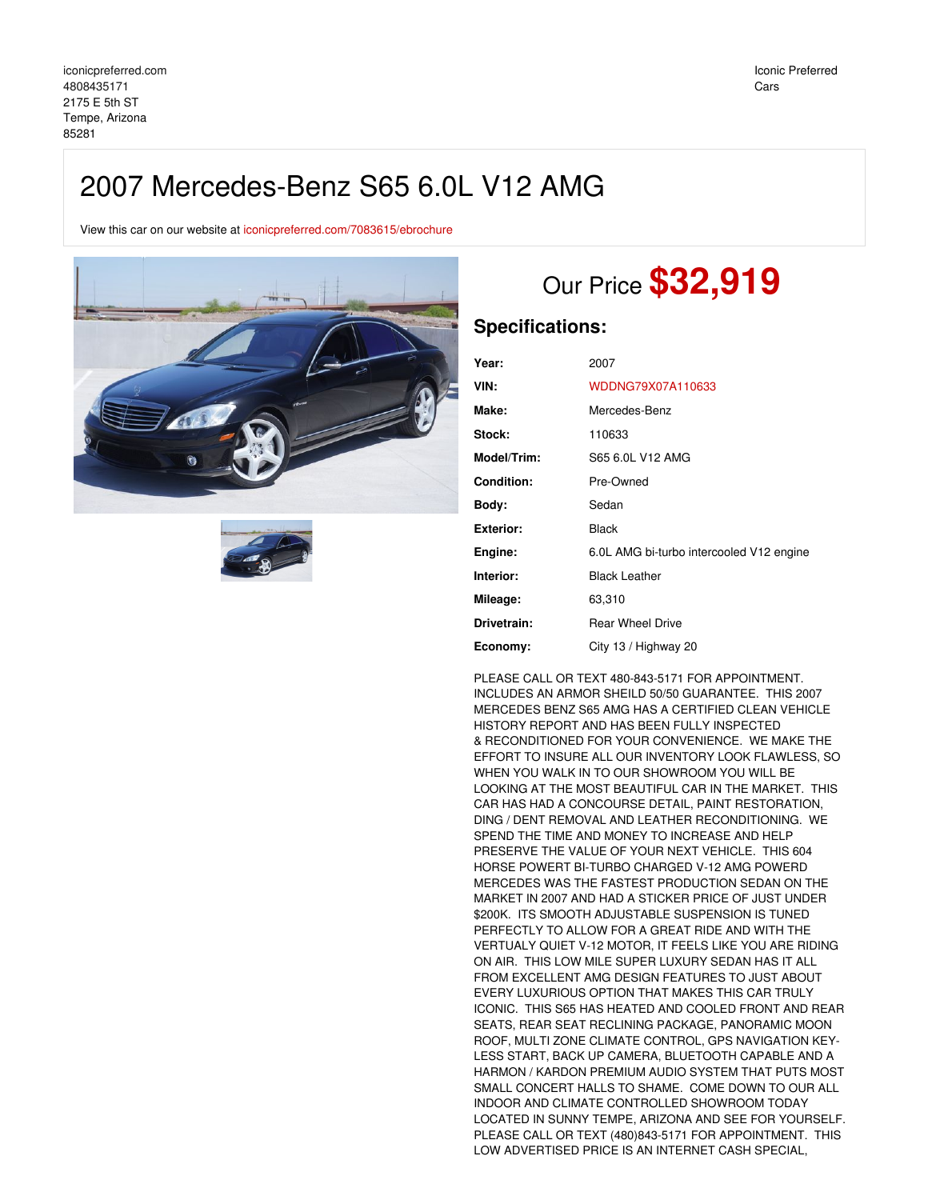iconicpreferred.com
4808435171
2175 E 5th ST
Tempe, Arizona
85281

Iconic Preferred Cars

# 2007 Mercedes-Benz S65 6.0L V12 AMG

View this car on our website at iconicpreferred.com/7083615/ebrochure

Our Price **$32,919**

## Specifications:

| | |
|---|---|
| **Year:** | 2007 |
| **VIN:** | WDDNG79X07A110633 |
| **Make:** | Mercedes-Benz |
| **Stock:** | 110633 |
| **Model/Trim:** | S65 6.0L V12 AMG |
| **Condition:** | Pre-Owned |
| **Body:** | Sedan |
| **Exterior:** | Black |
| **Engine:** | 6.0L AMG bi-turbo intercooled V12 engine |
| **Interior:** | Black Leather |
| **Mileage:** | 63,310 |
| **Drivetrain:** | Rear Wheel Drive |
| **Economy:** | City 13 / Highway 20 |

PLEASE CALL OR TEXT 480-843-5171 FOR APPOINTMENT. INCLUDES AN ARMOR SHEILD 50/50 GUARANTEE. THIS 2007 MERCEDES BENZ S65 AMG HAS A CERTIFIED CLEAN VEHICLE HISTORY REPORT AND HAS BEEN FULLY INSPECTED & RECONDITIONED FOR YOUR CONVENIENCE. WE MAKE THE EFFORT TO INSURE ALL OUR INVENTORY LOOK FLAWLESS, SO WHEN YOU WALK IN TO OUR SHOWROOM YOU WILL BE LOOKING AT THE MOST BEAUTIFUL CAR IN THE MARKET. THIS CAR HAS HAD A CONCOURSE DETAIL, PAINT RESTORATION, DING / DENT REMOVAL AND LEATHER RECONDITIONING. WE SPEND THE TIME AND MONEY TO INCREASE AND HELP PRESERVE THE VALUE OF YOUR NEXT VEHICLE. THIS 604 HORSE POWERT BI-TURBO CHARGED V-12 AMG POWERD MERCEDES WAS THE FASTEST PRODUCTION SEDAN ON THE MARKET IN 2007 AND HAD A STICKER PRICE OF JUST UNDER $200K. ITS SMOOTH ADJUSTABLE SUSPENSION IS TUNED PERFECTLY TO ALLOW FOR A GREAT RIDE AND WITH THE VERTUALY QUIET V-12 MOTOR, IT FEELS LIKE YOU ARE RIDING ON AIR. THIS LOW MILE SUPER LUXURY SEDAN HAS IT ALL FROM EXCELLENT AMG DESIGN FEATURES TO JUST ABOUT EVERY LUXURIOUS OPTION THAT MAKES THIS CAR TRULY ICONIC. THIS S65 HAS HEATED AND COOLED FRONT AND REAR SEATS, REAR SEAT RECLINING PACKAGE, PANORAMIC MOON ROOF, MULTI ZONE CLIMATE CONTROL, GPS NAVIGATION KEY-LESS START, BACK UP CAMERA, BLUETOOTH CAPABLE AND A HARMON / KARDON PREMIUM AUDIO SYSTEM THAT PUTS MOST SMALL CONCERT HALLS TO SHAME. COME DOWN TO OUR ALL INDOOR AND CLIMATE CONTROLLED SHOWROOM TODAY LOCATED IN SUNNY TEMPE, ARIZONA AND SEE FOR YOURSELF. PLEASE CALL OR TEXT (480)843-5171 FOR APPOINTMENT. THIS LOW ADVERTISED PRICE IS AN INTERNET CASH SPECIAL,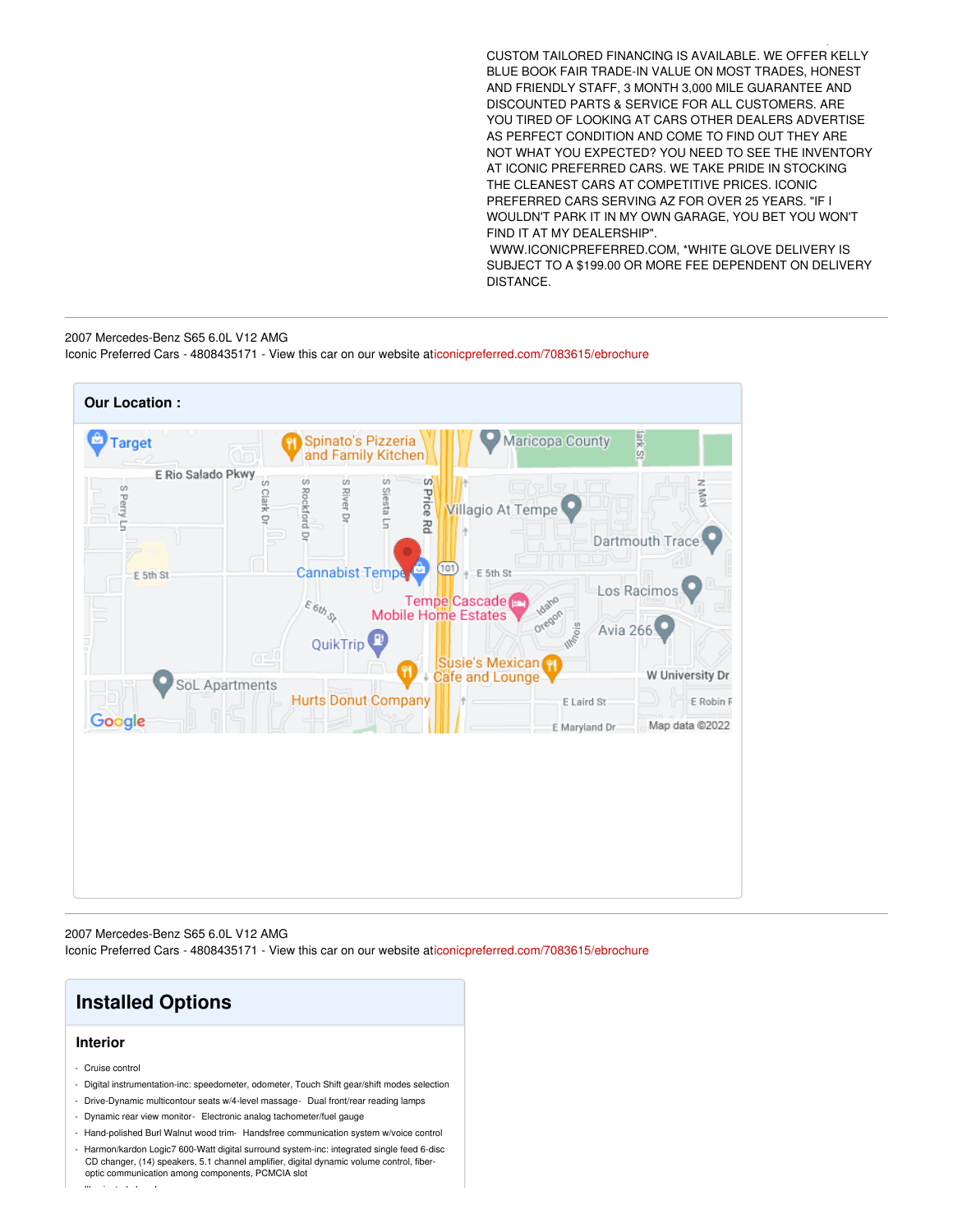CUSTOM TAILORED FINANCING IS AVAILABLE. WE OFFER KELLY BLUE BOOK FAIR TRADE-IN VALUE ON MOST TRADES, HONEST AND FRIENDLY STAFF, 3 MONTH 3,000 MILE GUARANTEE AND DISCOUNTED PARTS & SERVICE FOR ALL CUSTOMERS. ARE YOU TIRED OF LOOKING AT CARS OTHER DEALERS ADVERTISE AS PERFECT CONDITION AND COME TO FIND OUT THEY ARE NOT WHAT YOU EXPECTED? YOU NEED TO SEE THE INVENTORY AT ICONIC PREFERRED CARS. WE TAKE PRIDE IN STOCKING THE CLEANEST CARS AT COMPETITIVE PRICES. ICONIC PREFERRED CARS SERVING AZ FOR OVER 25 YEARS. "IF I WOULDN'T PARK IT IN MY OWN GARAGE, YOU BET YOU WON'T FIND IT AT MY DEALERSHIP". WWW.ICONICPREFERRED.COM, *WHITE GLOVE DELIVERY IS SUBJECT TO A $199.00 OR MORE FEE DEPENDENT ON DELIVERY DISTANCE.

---

2007 Mercedes-Benz S65 6.0L V12 AMG
Iconic Preferred Cars - 4808435171 - View this car on our website at iconicpreferred.com/7083615/ebrochure

## Our Location :

---

2007 Mercedes-Benz S65 6.0L V12 AMG
Iconic Preferred Cars - 4808435171 - View this car on our website at iconicpreferred.com/7083615/ebrochure

## Installed Options

### Interior

- Cruise control
- Digital instrumentation-inc: speedometer, odometer, Touch Shift gear/shift modes selection
- Drive-Dynamic multicontour seats w/4-level massage- Dual front/rear reading lamps
- Dynamic rear view monitor- Electronic analog tachometer/fuel gauge
- Hand-polished Burl Walnut wood trim- Handsfree communication system w/voice control
- Harmon/kardon Logic7 600-Watt digital surround system-inc: integrated single feed 6-disc CD changer, (14) speakers, 5.1 channel amplifier, digital dynamic volume control, fiber-optic communication among components, PCMCIA slot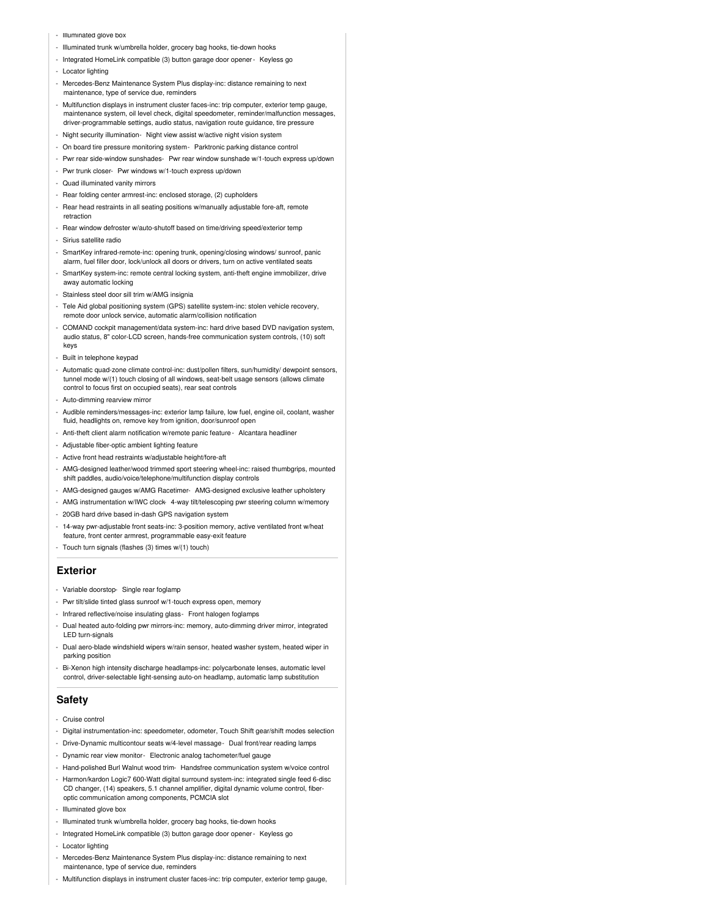- Illuminated glove box
- Illuminated trunk w/umbrella holder, grocery bag hooks, tie-down hooks
- Integrated HomeLink compatible (3) button garage door opener - Keyless go
- Locator lighting
- Mercedes-Benz Maintenance System Plus display-inc: distance remaining to next maintenance, type of service due, reminders
- Multifunction displays in instrument cluster faces-inc: trip computer, exterior temp gauge, maintenance system, oil level check, digital speedometer, reminder/malfunction messages, driver-programmable settings, audio status, navigation route guidance, tire pressure
- Night security illumination - Night view assist w/active night vision system
- On board tire pressure monitoring system - Parktronic parking distance control
- Pwr rear side-window sunshades - Pwr rear window sunshade w/1-touch express up/down
- Pwr trunk closer - Pwr windows w/1-touch express up/down
- Quad illuminated vanity mirrors
- Rear folding center armrest-inc: enclosed storage, (2) cupholders
- Rear head restraints in all seating positions w/manually adjustable fore-aft, remote retraction
- Rear window defroster w/auto-shutoff based on time/driving speed/exterior temp
- Sirius satellite radio
- SmartKey infrared-remote-inc: opening trunk, opening/closing windows/ sunroof, panic alarm, fuel filler door, lock/unlock all doors or drivers, turn on active ventilated seats
- SmartKey system-inc: remote central locking system, anti-theft engine immobilizer, drive away automatic locking
- Stainless steel door sill trim w/AMG insignia
- Tele Aid global positioning system (GPS) satellite system-inc: stolen vehicle recovery, remote door unlock service, automatic alarm/collision notification
- COMAND cockpit management/data system-inc: hard drive based DVD navigation system, audio status, 8" color-LCD screen, hands-free communication system controls, (10) soft keys
- Built in telephone keypad
- Automatic quad-zone climate control-inc: dust/pollen filters, sun/humidity/ dewpoint sensors, tunnel mode w/(1) touch closing of all windows, seat-belt usage sensors (allows climate control to focus first on occupied seats), rear seat controls
- Auto-dimming rearview mirror
- Audible reminders/messages-inc: exterior lamp failure, low fuel, engine oil, coolant, washer fluid, headlights on, remove key from ignition, door/sunroof open
- Anti-theft client alarm notification w/remote panic feature - Alcantara headliner
- Adjustable fiber-optic ambient lighting feature
- Active front head restraints w/adjustable height/fore-aft
- AMG-designed leather/wood trimmed sport steering wheel-inc: raised thumbgrips, mounted shift paddles, audio/voice/telephone/multifunction display controls
- AMG-designed gauges w/AMG Racetimer - AMG-designed exclusive leather upholstery
- AMG instrumentation w/IWC clock - 4-way tilt/telescoping pwr steering column w/memory
- 20GB hard drive based in-dash GPS navigation system
- 14-way pwr-adjustable front seats-inc: 3-position memory, active ventilated front w/heat feature, front center armrest, programmable easy-exit feature
- Touch turn signals (flashes (3) times w/(1) touch)

## Exterior

- Variable doorstop - Single rear foglamp
- Pwr tilt/slide tinted glass sunroof w/1-touch express open, memory
- Infrared reflective/noise insulating glass - Front halogen foglamps
- Dual heated auto-folding pwr mirrors-inc: memory, auto-dimming driver mirror, integrated LED turn-signals
- Dual aero-blade windshield wipers w/rain sensor, heated washer system, heated wiper in parking position
- Bi-Xenon high intensity discharge headlamps-inc: polycarbonate lenses, automatic level control, driver-selectable light-sensing auto-on headlamp, automatic lamp substitution

## Safety

- Cruise control
- Digital instrumentation-inc: speedometer, odometer, Touch Shift gear/shift modes selection
- Drive-Dynamic multicontour seats w/4-level massage - Dual front/rear reading lamps
- Dynamic rear view monitor - Electronic analog tachometer/fuel gauge
- Hand-polished Burl Walnut wood trim - Handsfree communication system w/voice control
- Harmon/kardon Logic7 600-Watt digital surround system-inc: integrated single feed 6-disc CD changer, (14) speakers, 5.1 channel amplifier, digital dynamic volume control, fiber-optic communication among components, PCMCIA slot
- Illuminated glove box
- Illuminated trunk w/umbrella holder, grocery bag hooks, tie-down hooks
- Integrated HomeLink compatible (3) button garage door opener - Keyless go
- Locator lighting
- Mercedes-Benz Maintenance System Plus display-inc: distance remaining to next maintenance, type of service due, reminders
- Multifunction displays in instrument cluster faces-inc: trip computer, exterior temp gauge,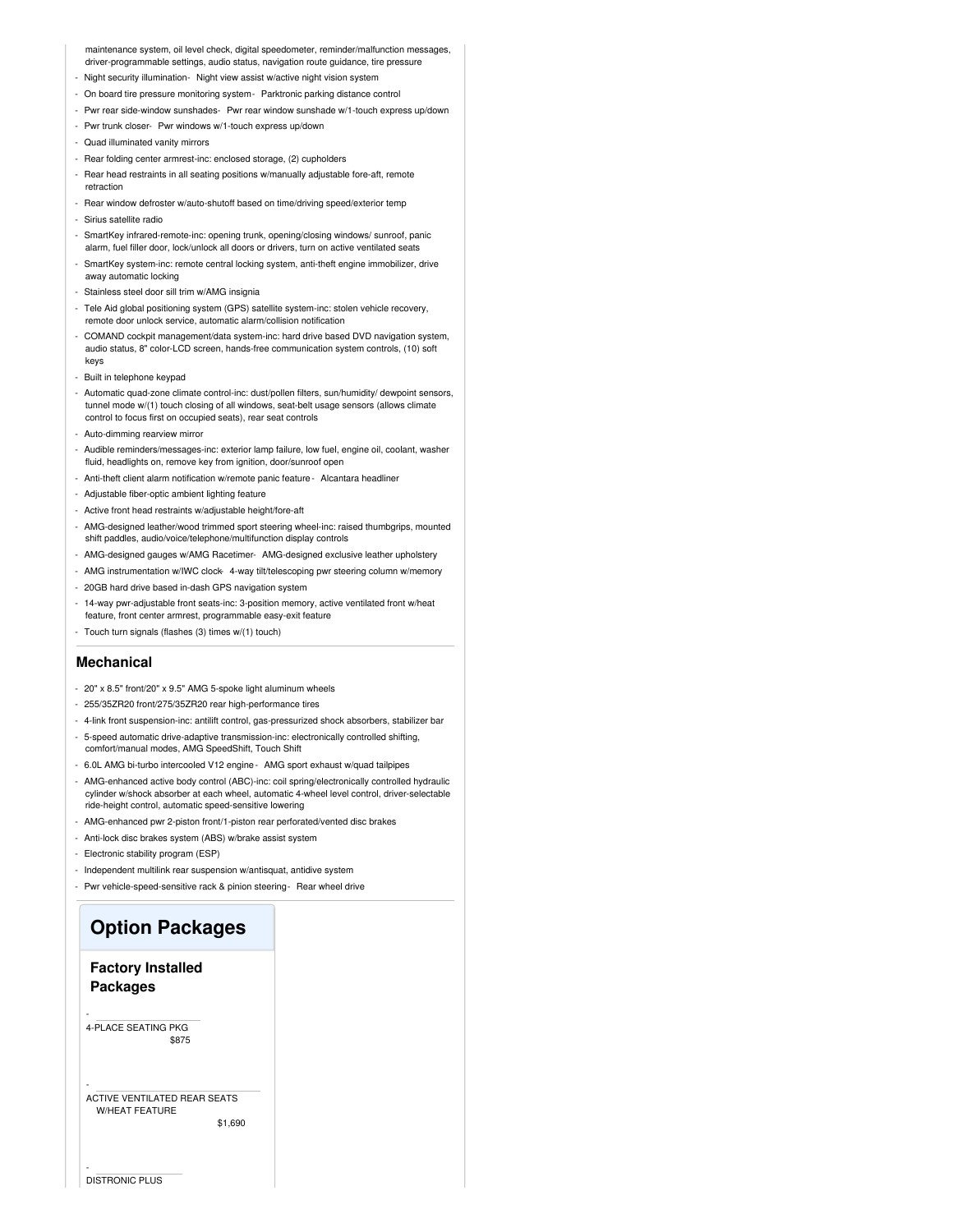maintenance system, oil level check, digital speedometer, reminder/malfunction messages, driver-programmable settings, audio status, navigation route guidance, tire pressure

- Night security illumination
- Night view assist w/active night vision system
- On board tire pressure monitoring system
- Parktronic parking distance control
- Pwr rear side-window sunshades
- Pwr rear window sunshade w/1-touch express up/down
- Pwr trunk closer
- Pwr windows w/1-touch express up/down
- Quad illuminated vanity mirrors
- Rear folding center armrest-inc: enclosed storage, (2) cupholders
- Rear head restraints in all seating positions w/manually adjustable fore-aft, remote retraction
- Rear window defroster w/auto-shutoff based on time/driving speed/exterior temp
- Sirius satellite radio
- SmartKey infrared-remote-inc: opening trunk, opening/closing windows/ sunroof, panic alarm, fuel filler door, lock/unlock all doors or drivers, turn on active ventilated seats
- SmartKey system-inc: remote central locking system, anti-theft engine immobilizer, drive away automatic locking
- Stainless steel door sill trim w/AMG insignia
- Tele Aid global positioning system (GPS) satellite system-inc: stolen vehicle recovery, remote door unlock service, automatic alarm/collision notification
- COMAND cockpit management/data system-inc: hard drive based DVD navigation system, audio status, 8" color-LCD screen, hands-free communication system controls, (10) soft keys
- Built in telephone keypad
- Automatic quad-zone climate control-inc: dust/pollen filters, sun/humidity/ dewpoint sensors, tunnel mode w/(1) touch closing of all windows, seat-belt usage sensors (allows climate control to focus first on occupied seats), rear seat controls
- Auto-dimming rearview mirror
- Audible reminders/messages-inc: exterior lamp failure, low fuel, engine oil, coolant, washer fluid, headlights on, remove key from ignition, door/sunroof open
- Anti-theft client alarm notification w/remote panic feature
- Alcantara headliner
- Adjustable fiber-optic ambient lighting feature
- Active front head restraints w/adjustable height/fore-aft
- AMG-designed leather/wood trimmed sport steering wheel-inc: raised thumbgrips, mounted shift paddles, audio/voice/telephone/multifunction display controls
- AMG-designed gauges w/AMG Racetimer
- AMG-designed exclusive leather upholstery
- AMG instrumentation w/IWC clock
- 4-way tilt/telescoping pwr steering column w/memory
- 20GB hard drive based in-dash GPS navigation system
- 14-way pwr-adjustable front seats-inc: 3-position memory, active ventilated front w/heat feature, front center armrest, programmable easy-exit feature
- Touch turn signals (flashes (3) times w/(1) touch)

## Mechanical

- 20" x 8.5" front/20" x 9.5" AMG 5-spoke light aluminum wheels
- 255/35ZR20 front/275/35ZR20 rear high-performance tires
- 4-link front suspension-inc: antilift control, gas-pressurized shock absorbers, stabilizer bar
- 5-speed automatic drive-adaptive transmission-inc: electronically controlled shifting, comfort/manual modes, AMG SpeedShift, Touch Shift
- 6.0L AMG bi-turbo intercooled V12 engine
- AMG sport exhaust w/quad tailpipes
- AMG-enhanced active body control (ABC)-inc: coil spring/electronically controlled hydraulic cylinder w/shock absorber at each wheel, automatic 4-wheel level control, driver-selectable ride-height control, automatic speed-sensitive lowering
- AMG-enhanced pwr 2-piston front/1-piston rear perforated/vented disc brakes
- Anti-lock disc brakes system (ABS) w/brake assist system
- Electronic stability program (ESP)
- Independent multilink rear suspension w/antisquat, antidive system
- Pwr vehicle-speed-sensitive rack & pinion steering
- Rear wheel drive

# Option Packages

## Factory Installed Packages

- 4-PLACE SEATING PKG $875
- ACTIVE VENTILATED REAR SEATS W/HEAT FEATURE $1,690
- DISTRONIC PLUS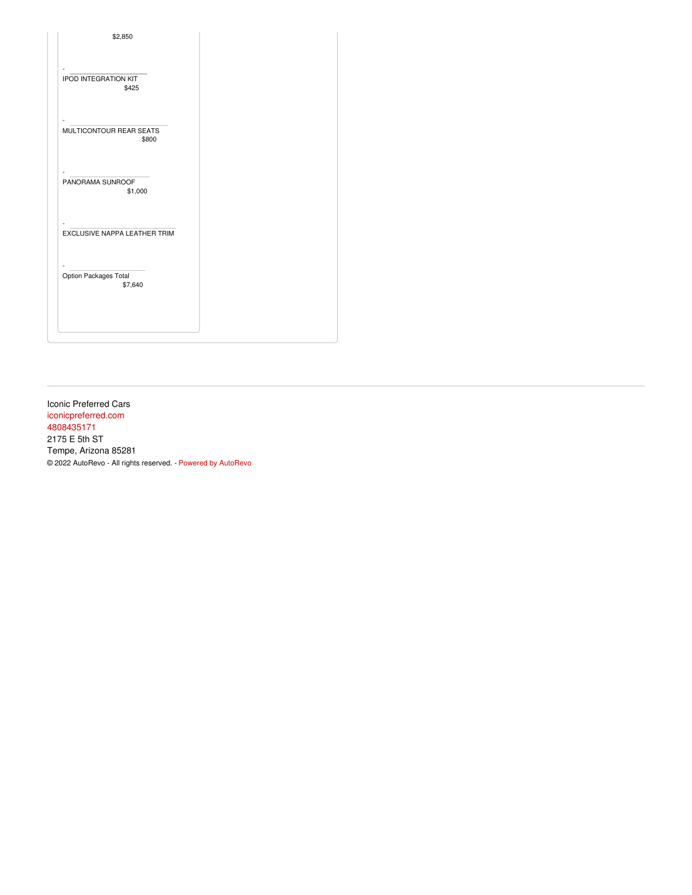$2,850

-
IPOD INTEGRATION KIT
$425

-
MULTICONTOUR REAR SEATS
$800

-
PANORAMA SUNROOF
$1,000

-
EXCLUSIVE NAPPA LEATHER TRIM

-
Option Packages Total
$7,640

---

Iconic Preferred Cars
iconicpreferred.com
4808435171
2175 E 5th ST
Tempe, Arizona 85281
© 2022 AutoRevo - All rights reserved. - Powered by AutoRevo